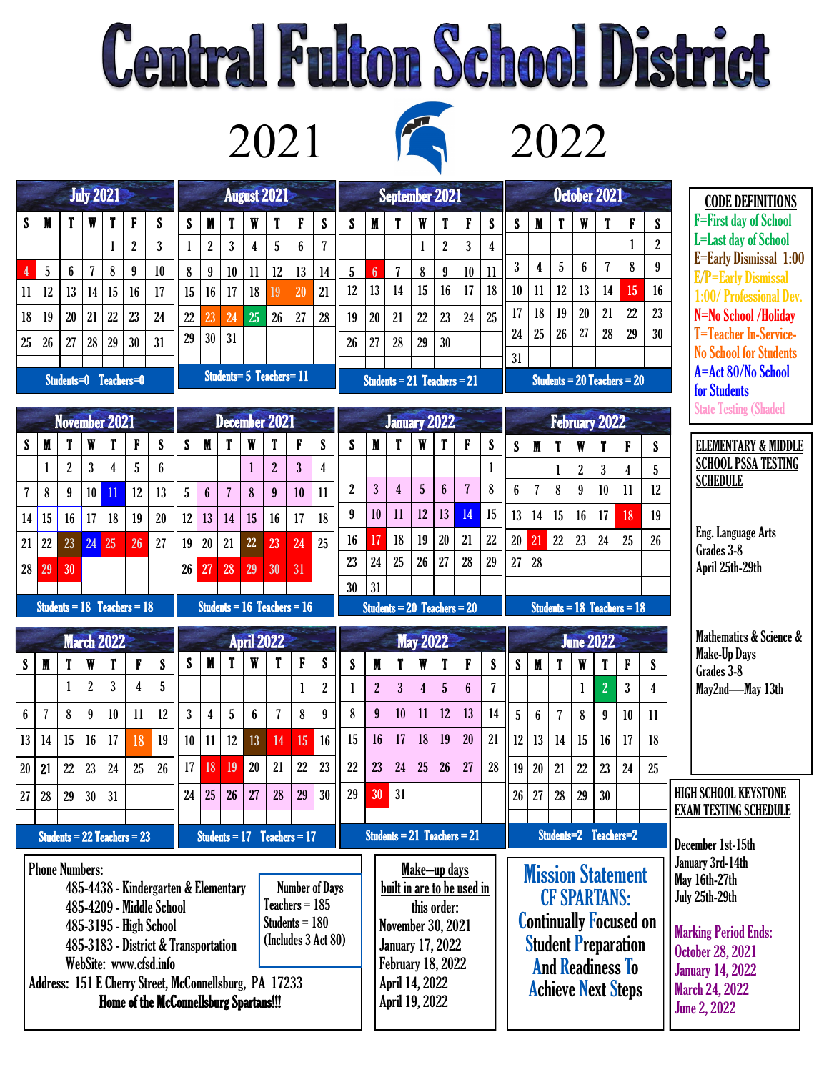# Central Fulton School District

## 2021 2022

### July 2021

| S | M | T | W | T | F | S |
|---|---|---|---|---|---|---|
| | | | | 1 | 2 | 3 |
| 4 | 5 | 6 | 7 | 8 | 9 | 10 |
| 11 | 12 | 13 | 14 | 15 | 16 | 17 |
| 18 | 19 | 20 | 21 | 22 | 23 | 24 |
| 25 | 26 | 27 | 28 | 29 | 30 | 31 |

Students=0 Teachers=0

### August 2021

| S | M | T | W | T | F | S |
|---|---|---|---|---|---|---|
| 1 | 2 | 3 | 4 | 5 | 6 | 7 |
| 8 | 9 | 10 | 11 | 12 | 13 | 14 |
| 15 | 16 | 17 | 18 | 19 | 20 | 21 |
| 22 | 23 | 24 | 25 | 26 | 27 | 28 |
| 29 | 30 | 31 | | | | |

Students= 5 Teachers= 11

### September 2021

| S | M | T | W | T | F | S |
|---|---|---|---|---|---|---|
| | | | 1 | 2 | 3 | 4 |
| 5 | 6 | 7 | 8 | 9 | 10 | 11 |
| 12 | 13 | 14 | 15 | 16 | 17 | 18 |
| 19 | 20 | 21 | 22 | 23 | 24 | 25 |
| 26 | 27 | 28 | 29 | 30 | | |

Students = 21 Teachers = 21

### October 2021

| S | M | T | W | T | F | S |
|---|---|---|---|---|---|---|
| | | | | | 1 | 2 |
| 3 | 4 | 5 | 6 | 7 | 8 | 9 |
| 10 | 11 | 12 | 13 | 14 | 15 | 16 |
| 17 | 18 | 19 | 20 | 21 | 22 | 23 |
| 24 | 25 | 26 | 27 | 28 | 29 | 30 |
| 31 | | | | | | |

Students = 20 Teachers = 20

### November 2021

| S | M | T | W | T | F | S |
|---|---|---|---|---|---|---|
| | 1 | 2 | 3 | 4 | 5 | 6 |
| 7 | 8 | 9 | 10 | 11 | 12 | 13 |
| 14 | 15 | 16 | 17 | 18 | 19 | 20 |
| 21 | 22 | 23 | 24 | 25 | 26 | 27 |
| 28 | 29 | 30 | | | | |

Students = 18 Teachers = 18

### December 2021

| S | M | T | W | T | F | S |
|---|---|---|---|---|---|---|
| | | | 1 | 2 | 3 | 4 |
| 5 | 6 | 7 | 8 | 9 | 10 | 11 |
| 12 | 13 | 14 | 15 | 16 | 17 | 18 |
| 19 | 20 | 21 | 22 | 23 | 24 | 25 |
| 26 | 27 | 28 | 29 | 30 | 31 | |

Students = 16 Teachers = 16

### January 2022

| S | M | T | W | T | F | S |
|---|---|---|---|---|---|---|
| | | | | | | 1 |
| 2 | 3 | 4 | 5 | 6 | 7 | 8 |
| 9 | 10 | 11 | 12 | 13 | 14 | 15 |
| 16 | 17 | 18 | 19 | 20 | 21 | 22 |
| 23 | 24 | 25 | 26 | 27 | 28 | 29 |
| 30 | 31 | | | | | |

Students = 20 Teachers = 20

### February 2022

| S | M | T | W | T | F | S |
|---|---|---|---|---|---|---|
| | | 1 | 2 | 3 | 4 | 5 |
| 6 | 7 | 8 | 9 | 10 | 11 | 12 |
| 13 | 14 | 15 | 16 | 17 | 18 | 19 |
| 20 | 21 | 22 | 23 | 24 | 25 | 26 |
| 27 | 28 | | | | | |

Students = 18 Teachers = 18

### March 2022

| S | M | T | W | T | F | S |
|---|---|---|---|---|---|---|
| | | 1 | 2 | 3 | 4 | 5 |
| 6 | 7 | 8 | 9 | 10 | 11 | 12 |
| 13 | 14 | 15 | 16 | 17 | 18 | 19 |
| 20 | 21 | 22 | 23 | 24 | 25 | 26 |
| 27 | 28 | 29 | 30 | 31 | | |

Students = 22 Teachers = 23

### April 2022

| S | M | T | W | T | F | S |
|---|---|---|---|---|---|---|
| | | | | | 1 | 2 |
| 3 | 4 | 5 | 6 | 7 | 8 | 9 |
| 10 | 11 | 12 | 13 | 14 | 15 | 16 |
| 17 | 18 | 19 | 20 | 21 | 22 | 23 |
| 24 | 25 | 26 | 27 | 28 | 29 | 30 |

Students = 17 Teachers = 17

### May 2022

| S | M | T | W | T | F | S |
|---|---|---|---|---|---|---|
| 1 | 2 | 3 | 4 | 5 | 6 | 7 |
| 8 | 9 | 10 | 11 | 12 | 13 | 14 |
| 15 | 16 | 17 | 18 | 19 | 20 | 21 |
| 22 | 23 | 24 | 25 | 26 | 27 | 28 |
| 29 | 30 | 31 | | | | |

Students = 21 Teachers = 21

### June 2022

| S | M | T | W | T | F | S |
|---|---|---|---|---|---|---|
| | | | 1 | 2 | 3 | 4 |
| 5 | 6 | 7 | 8 | 9 | 10 | 11 |
| 12 | 13 | 14 | 15 | 16 | 17 | 18 |
| 19 | 20 | 21 | 22 | 23 | 24 | 25 |
| 26 | 27 | 28 | 29 | 30 | | |

Students=2 Teachers=2

## CODE DEFINITIONS

- F=First day of School
- L=Last day of School
- E=Early Dismissal 1:00
- E/P=Early Dismissal 1:00/ Professional Dev.
- N=No School /Holiday
- T=Teacher In-Service- No School for Students
- A=Act 80/No School for Students
- State Testing (Shaded

## ELEMENTARY & MIDDLE SCHOOL PSSA TESTING SCHEDULE

Eng. Language Arts
Grades 3-8
April 25th-29th

Mathematics & Science & Make-Up Days
Grades 3-8
May2nd—May 13th

## HIGH SCHOOL KEYSTONE EXAM TESTING SCHEDULE

December 1st-15th
January 3rd-14th
May 16th-27th
July 25th-29th

**Marking Period Ends:**
October 28, 2021
January 14, 2022
March 24, 2022
June 2, 2022

Phone Numbers:
- 485-4438 - Kindergarten & Elementary
- 485-4209 - Middle School
- 485-3195 - High School
- 485-3183 - District & Transportation
- WebSite: www.cfsd.info

Address: 151 E Cherry Street, McConnellsburg, PA 17233

**Home of the McConnellsburg Spartans!!!**

**Number of Days**
Teachers = 185
Students = 180
(Includes 3 Act 80)

**Make—up days built in are to be used in this order:**
November 30, 2021
January 17, 2022
February 18, 2022
April 14, 2022
April 19, 2022

## Mission Statement
## CF SPARTANS:
Continually Focused on Student Preparation And Readiness To Achieve Next Steps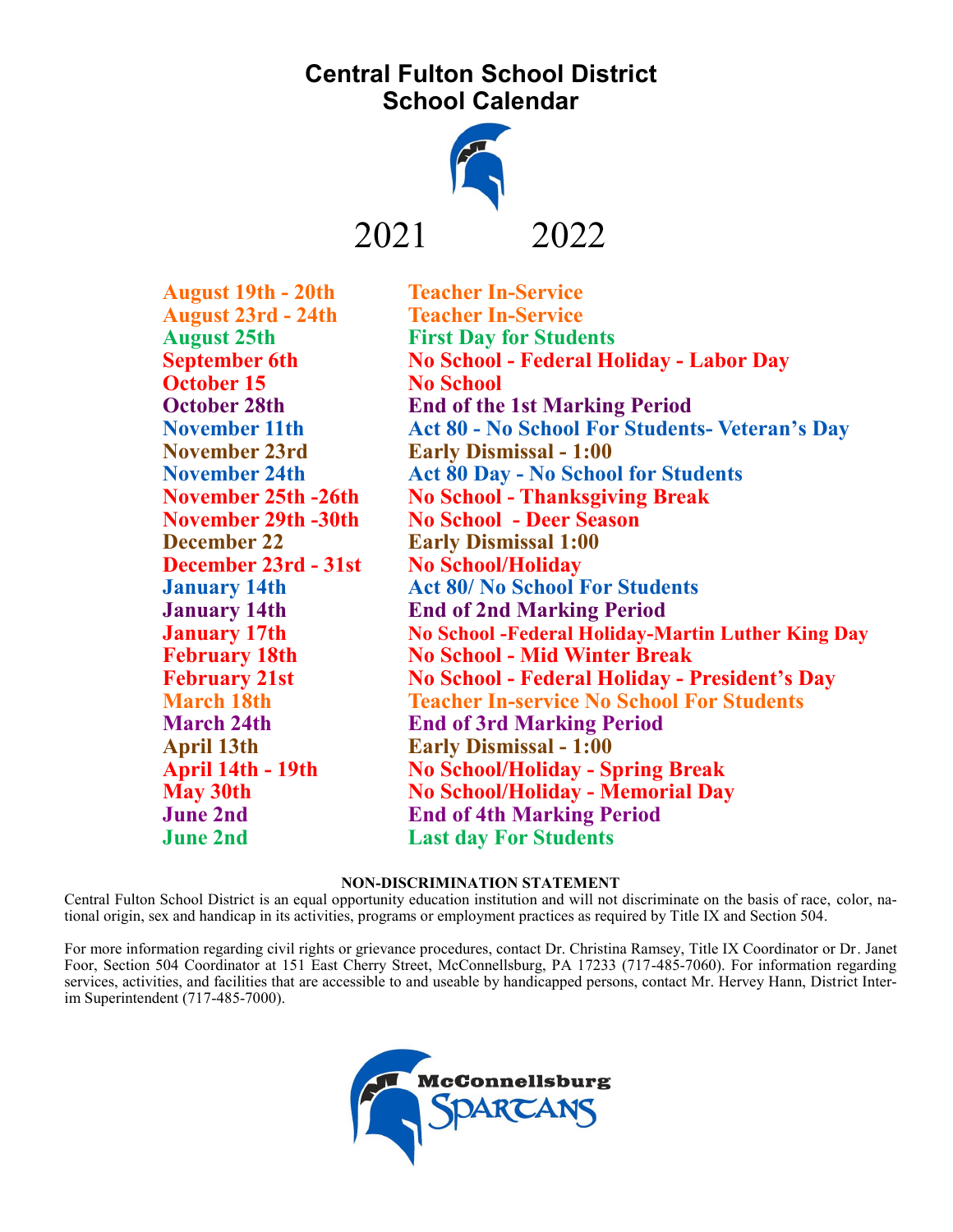# Central Fulton School District
# School Calendar

2021 2022

| | |
|---|---|
| **August 19th - 20th** | **Teacher In-Service** |
| **August 23rd - 24th** | **Teacher In-Service** |
| **August 25th** | **First Day for Students** |
| **September 6th** | **No School - Federal Holiday - Labor Day** |
| **October 15** | **No School** |
| **October 28th** | **End of the 1st Marking Period** |
| **November 11th** | **Act 80 - No School For Students- Veteran's Day** |
| **November 23rd** | **Early Dismissal - 1:00** |
| **November 24th** | **Act 80 Day - No School for Students** |
| **November 25th -26th** | **No School - Thanksgiving Break** |
| **November 29th -30th** | **No School - Deer Season** |
| **December 22** | **Early Dismissal 1:00** |
| **December 23rd - 31st** | **No School/Holiday** |
| **January 14th** | **Act 80/ No School For Students** |
| **January 14th** | **End of 2nd Marking Period** |
| **January 17th** | **No School -Federal Holiday-Martin Luther King Day** |
| **February 18th** | **No School - Mid Winter Break** |
| **February 21st** | **No School - Federal Holiday - President's Day** |
| **March 18th** | **Teacher In-service No School For Students** |
| **March 24th** | **End of 3rd Marking Period** |
| **April 13th** | **Early Dismissal - 1:00** |
| **April 14th - 19th** | **No School/Holiday - Spring Break** |
| **May 30th** | **No School/Holiday - Memorial Day** |
| **June 2nd** | **End of 4th Marking Period** |
| **June 2nd** | **Last day For Students** |

**NON-DISCRIMINATION STATEMENT**

Central Fulton School District is an equal opportunity education institution and will not discriminate on the basis of race, color, national origin, sex and handicap in its activities, programs or employment practices as required by Title IX and Section 504.

For more information regarding civil rights or grievance procedures, contact Dr. Christina Ramsey, Title IX Coordinator or Dr. Janet Foor, Section 504 Coordinator at 151 East Cherry Street, McConnellsburg, PA 17233 (717-485-7060). For information regarding services, activities, and facilities that are accessible to and useable by handicapped persons, contact Mr. Hervey Hann, District Interim Superintendent (717-485-7000).

McConnellsburg SPARTANS